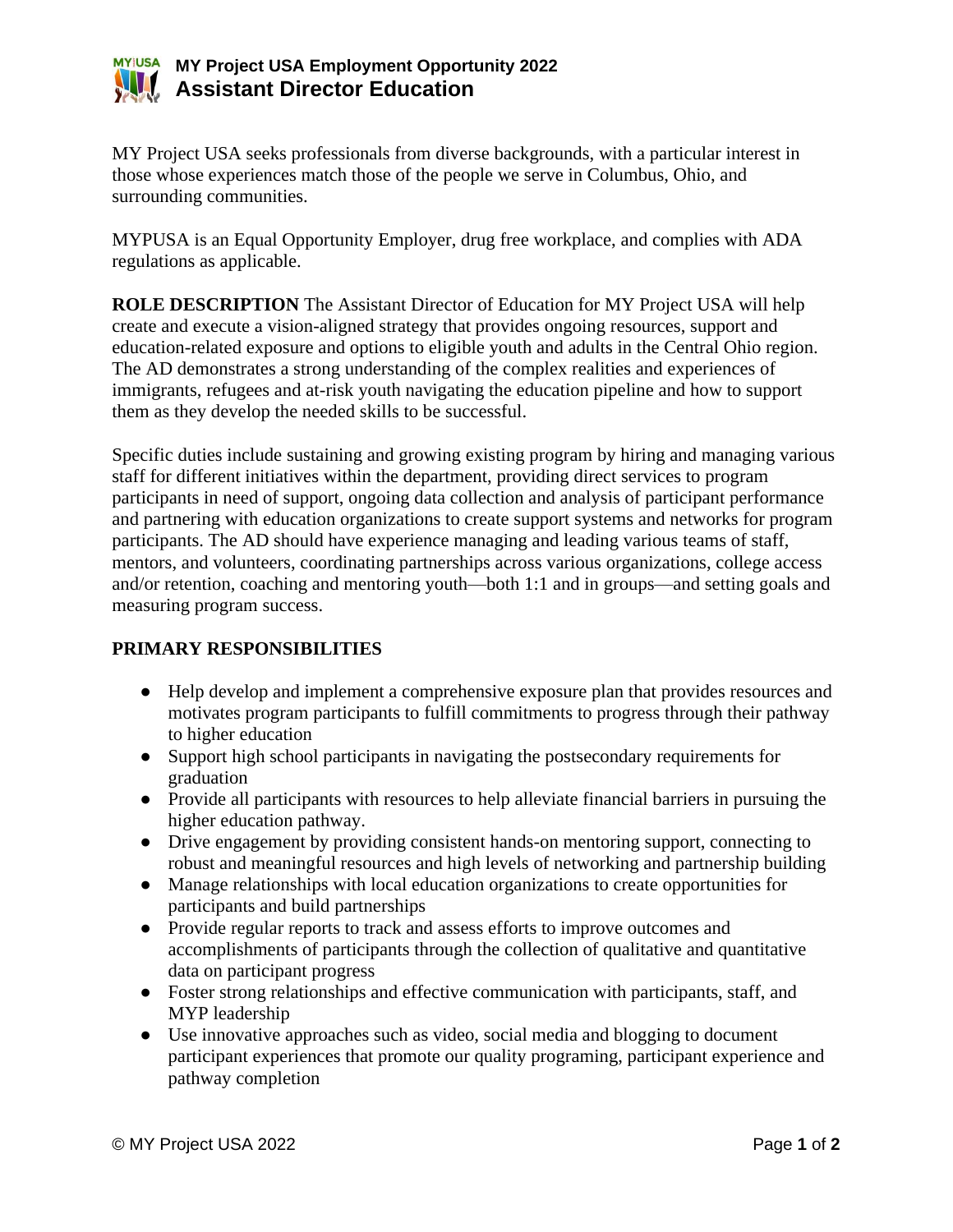# MY Project USA Employment Opportunity 2022
## Assistant Director Education

MY Project USA seeks professionals from diverse backgrounds, with a particular interest in those whose experiences match those of the people we serve in Columbus, Ohio, and surrounding communities.

MYPUSA is an Equal Opportunity Employer, drug free workplace, and complies with ADA regulations as applicable.

**ROLE DESCRIPTION** The Assistant Director of Education for MY Project USA will help create and execute a vision-aligned strategy that provides ongoing resources, support and education-related exposure and options to eligible youth and adults in the Central Ohio region. The AD demonstrates a strong understanding of the complex realities and experiences of immigrants, refugees and at-risk youth navigating the education pipeline and how to support them as they develop the needed skills to be successful.

Specific duties include sustaining and growing existing program by hiring and managing various staff for different initiatives within the department, providing direct services to program participants in need of support, ongoing data collection and analysis of participant performance and partnering with education organizations to create support systems and networks for program participants. The AD should have experience managing and leading various teams of staff, mentors, and volunteers, coordinating partnerships across various organizations, college access and/or retention, coaching and mentoring youth—both 1:1 and in groups—and setting goals and measuring program success.

**PRIMARY RESPONSIBILITIES**

- Help develop and implement a comprehensive exposure plan that provides resources and motivates program participants to fulfill commitments to progress through their pathway to higher education
- Support high school participants in navigating the postsecondary requirements for graduation
- Provide all participants with resources to help alleviate financial barriers in pursuing the higher education pathway.
- Drive engagement by providing consistent hands-on mentoring support, connecting to robust and meaningful resources and high levels of networking and partnership building
- Manage relationships with local education organizations to create opportunities for participants and build partnerships
- Provide regular reports to track and assess efforts to improve outcomes and accomplishments of participants through the collection of qualitative and quantitative data on participant progress
- Foster strong relationships and effective communication with participants, staff, and MYP leadership
- Use innovative approaches such as video, social media and blogging to document participant experiences that promote our quality programing, participant experience and pathway completion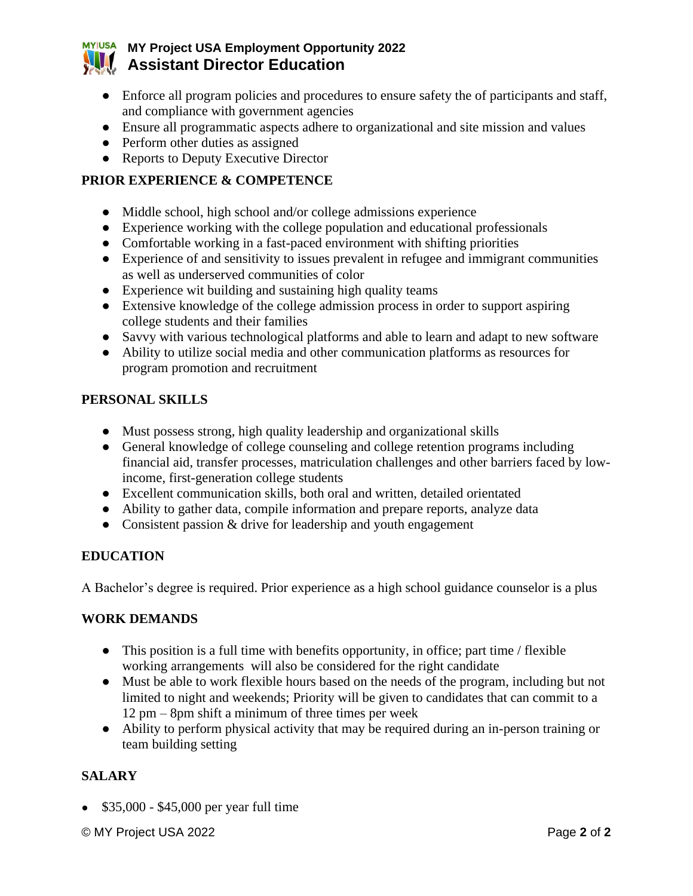- Enforce all program policies and procedures to ensure safety the of participants and staff, and compliance with government agencies
- Ensure all programmatic aspects adhere to organizational and site mission and values
- Perform other duties as assigned
- Reports to Deputy Executive Director

**PRIOR EXPERIENCE & COMPETENCE**

- Middle school, high school and/or college admissions experience
- Experience working with the college population and educational professionals
- Comfortable working in a fast-paced environment with shifting priorities
- Experience of and sensitivity to issues prevalent in refugee and immigrant communities as well as underserved communities of color
- Experience wit building and sustaining high quality teams
- Extensive knowledge of the college admission process in order to support aspiring college students and their families
- Savvy with various technological platforms and able to learn and adapt to new software
- Ability to utilize social media and other communication platforms as resources for program promotion and recruitment

**PERSONAL SKILLS**

- Must possess strong, high quality leadership and organizational skills
- General knowledge of college counseling and college retention programs including financial aid, transfer processes, matriculation challenges and other barriers faced by low-income, first-generation college students
- Excellent communication skills, both oral and written, detailed orientated
- Ability to gather data, compile information and prepare reports, analyze data
- Consistent passion & drive for leadership and youth engagement

**EDUCATION**

A Bachelor's degree is required. Prior experience as a high school guidance counselor is a plus

**WORK DEMANDS**

- This position is a full time with benefits opportunity, in office; part time / flexible working arrangements will also be considered for the right candidate
- Must be able to work flexible hours based on the needs of the program, including but not limited to night and weekends; Priority will be given to candidates that can commit to a 12 pm – 8pm shift a minimum of three times per week
- Ability to perform physical activity that may be required during an in-person training or team building setting

**SALARY**

- $35,000 - $45,000 per year full time